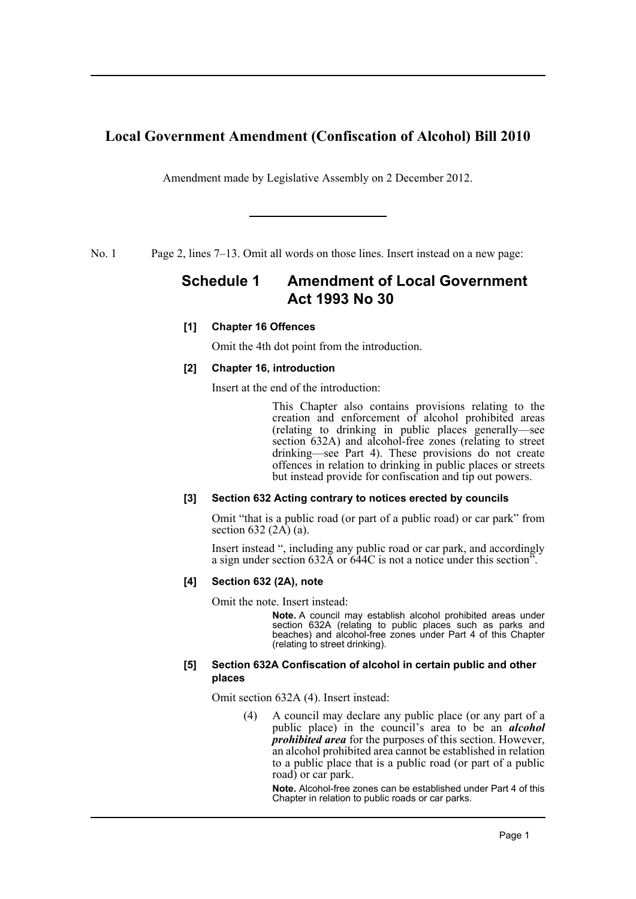# Local Government Amendment (Confiscation of Alcohol) Bill 2010

Amendment made by Legislative Assembly on 2 December 2012.

No. 1 Page 2, lines 7–13. Omit all words on those lines. Insert instead on a new page:

## Schedule 1 Amendment of Local Government Act 1993 No 30

### [1] Chapter 16 Offences

Omit the 4th dot point from the introduction.

### [2] Chapter 16, introduction

Insert at the end of the introduction:

> This Chapter also contains provisions relating to the creation and enforcement of alcohol prohibited areas (relating to drinking in public places generally—see section 632A) and alcohol-free zones (relating to street drinking—see Part 4). These provisions do not create offences in relation to drinking in public places or streets but instead provide for confiscation and tip out powers.

### [3] Section 632 Acting contrary to notices erected by councils

Omit "that is a public road (or part of a public road) or car park" from section 632 (2A) (a).

Insert instead ", including any public road or car park, and accordingly a sign under section 632A or 644C is not a notice under this section".

### [4] Section 632 (2A), note

Omit the note. Insert instead:

> **Note.** A council may establish alcohol prohibited areas under section 632A (relating to public places such as parks and beaches) and alcohol-free zones under Part 4 of this Chapter (relating to street drinking).

### [5] Section 632A Confiscation of alcohol in certain public and other places

Omit section 632A (4). Insert instead:

> (4) A council may declare any public place (or any part of a public place) in the council's area to be an ***alcohol prohibited area*** for the purposes of this section. However, an alcohol prohibited area cannot be established in relation to a public place that is a public road (or part of a public road) or car park.
>
> **Note.** Alcohol-free zones can be established under Part 4 of this Chapter in relation to public roads or car parks.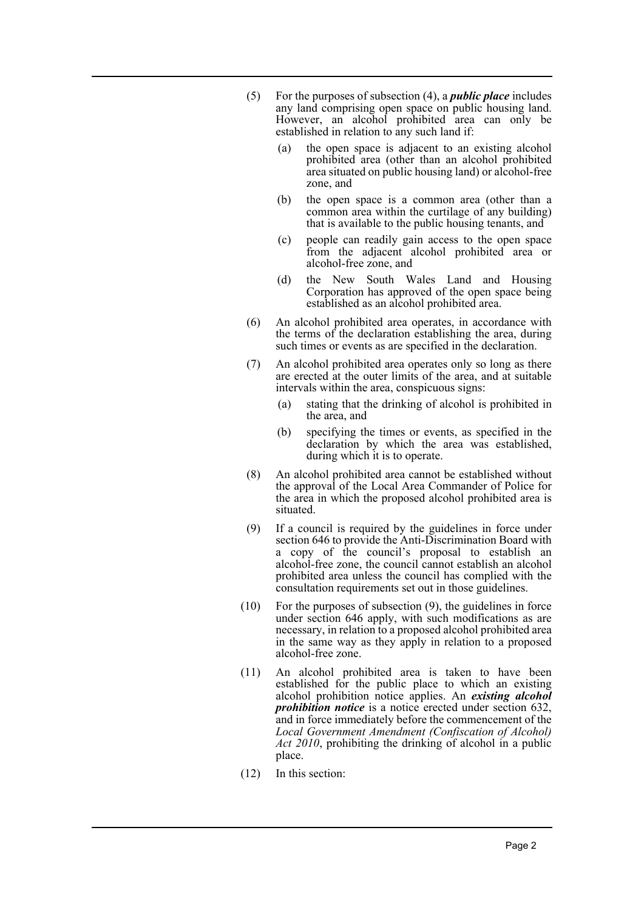(5) For the purposes of subsection (4), a ***public place*** includes any land comprising open space on public housing land. However, an alcohol prohibited area can only be established in relation to any such land if:

   (a) the open space is adjacent to an existing alcohol prohibited area (other than an alcohol prohibited area situated on public housing land) or alcohol-free zone, and

   (b) the open space is a common area (other than a common area within the curtilage of any building) that is available to the public housing tenants, and

   (c) people can readily gain access to the open space from the adjacent alcohol prohibited area or alcohol-free zone, and

   (d) the New South Wales Land and Housing Corporation has approved of the open space being established as an alcohol prohibited area.

(6) An alcohol prohibited area operates, in accordance with the terms of the declaration establishing the area, during such times or events as are specified in the declaration.

(7) An alcohol prohibited area operates only so long as there are erected at the outer limits of the area, and at suitable intervals within the area, conspicuous signs:

   (a) stating that the drinking of alcohol is prohibited in the area, and

   (b) specifying the times or events, as specified in the declaration by which the area was established, during which it is to operate.

(8) An alcohol prohibited area cannot be established without the approval of the Local Area Commander of Police for the area in which the proposed alcohol prohibited area is situated.

(9) If a council is required by the guidelines in force under section 646 to provide the Anti-Discrimination Board with a copy of the council's proposal to establish an alcohol-free zone, the council cannot establish an alcohol prohibited area unless the council has complied with the consultation requirements set out in those guidelines.

(10) For the purposes of subsection (9), the guidelines in force under section 646 apply, with such modifications as are necessary, in relation to a proposed alcohol prohibited area in the same way as they apply in relation to a proposed alcohol-free zone.

(11) An alcohol prohibited area is taken to have been established for the public place to which an existing alcohol prohibition notice applies. An ***existing alcohol prohibition notice*** is a notice erected under section 632, and in force immediately before the commencement of the *Local Government Amendment (Confiscation of Alcohol) Act 2010*, prohibiting the drinking of alcohol in a public place.

(12) In this section: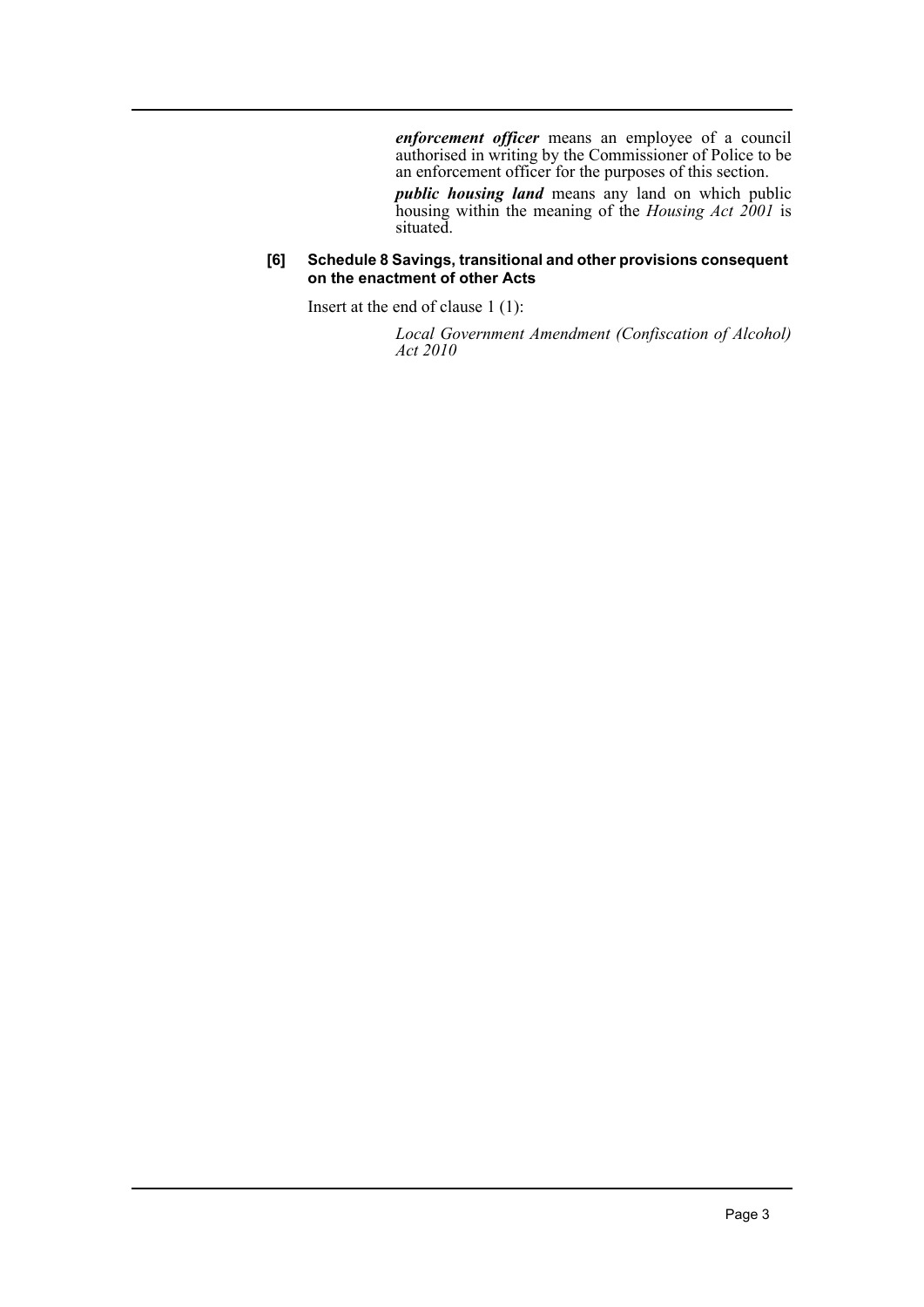***enforcement officer*** means an employee of a council authorised in writing by the Commissioner of Police to be an enforcement officer for the purposes of this section.

***public housing land*** means any land on which public housing within the meaning of the *Housing Act 2001* is situated.

#### [6] Schedule 8 Savings, transitional and other provisions consequent on the enactment of other Acts

Insert at the end of clause 1 (1):

*Local Government Amendment (Confiscation of Alcohol) Act 2010*